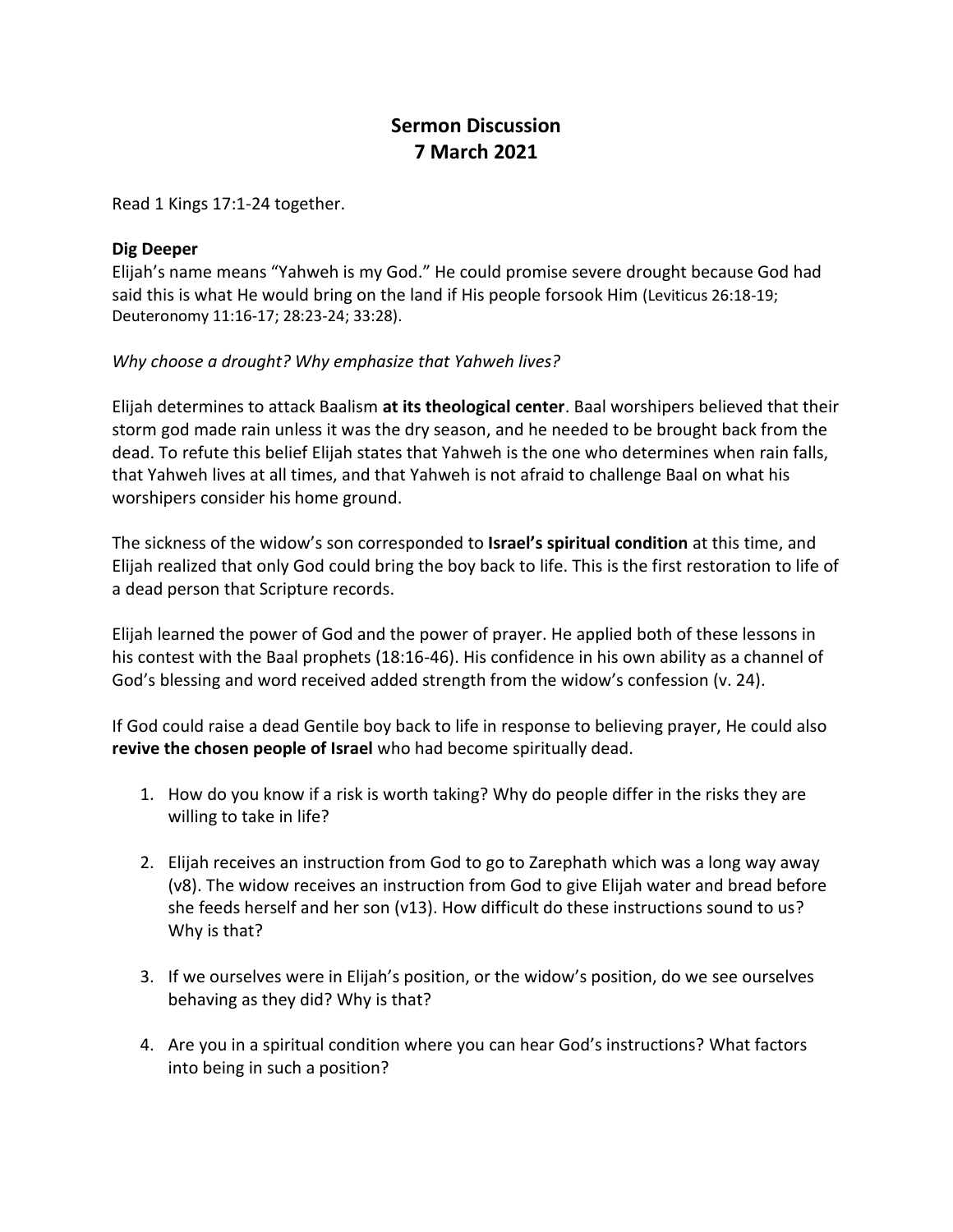# Sermon Discussion
# 7 March 2021

Read 1 Kings 17:1-24 together.

**Dig Deeper**

Elijah's name means "Yahweh is my God." He could promise severe drought because God had said this is what He would bring on the land if His people forsook Him (Leviticus 26:18-19; Deuteronomy 11:16-17; 28:23-24; 33:28).

*Why choose a drought? Why emphasize that Yahweh lives?*

Elijah determines to attack Baalism **at its theological center**. Baal worshipers believed that their storm god made rain unless it was the dry season, and he needed to be brought back from the dead. To refute this belief Elijah states that Yahweh is the one who determines when rain falls, that Yahweh lives at all times, and that Yahweh is not afraid to challenge Baal on what his worshipers consider his home ground.

The sickness of the widow's son corresponded to **Israel's spiritual condition** at this time, and Elijah realized that only God could bring the boy back to life. This is the first restoration to life of a dead person that Scripture records.

Elijah learned the power of God and the power of prayer. He applied both of these lessons in his contest with the Baal prophets (18:16-46). His confidence in his own ability as a channel of God's blessing and word received added strength from the widow's confession (v. 24).

If God could raise a dead Gentile boy back to life in response to believing prayer, He could also **revive the chosen people of Israel** who had become spiritually dead.

1. How do you know if a risk is worth taking? Why do people differ in the risks they are willing to take in life?
2. Elijah receives an instruction from God to go to Zarephath which was a long way away (v8). The widow receives an instruction from God to give Elijah water and bread before she feeds herself and her son (v13). How difficult do these instructions sound to us? Why is that?
3. If we ourselves were in Elijah's position, or the widow's position, do we see ourselves behaving as they did? Why is that?
4. Are you in a spiritual condition where you can hear God's instructions? What factors into being in such a position?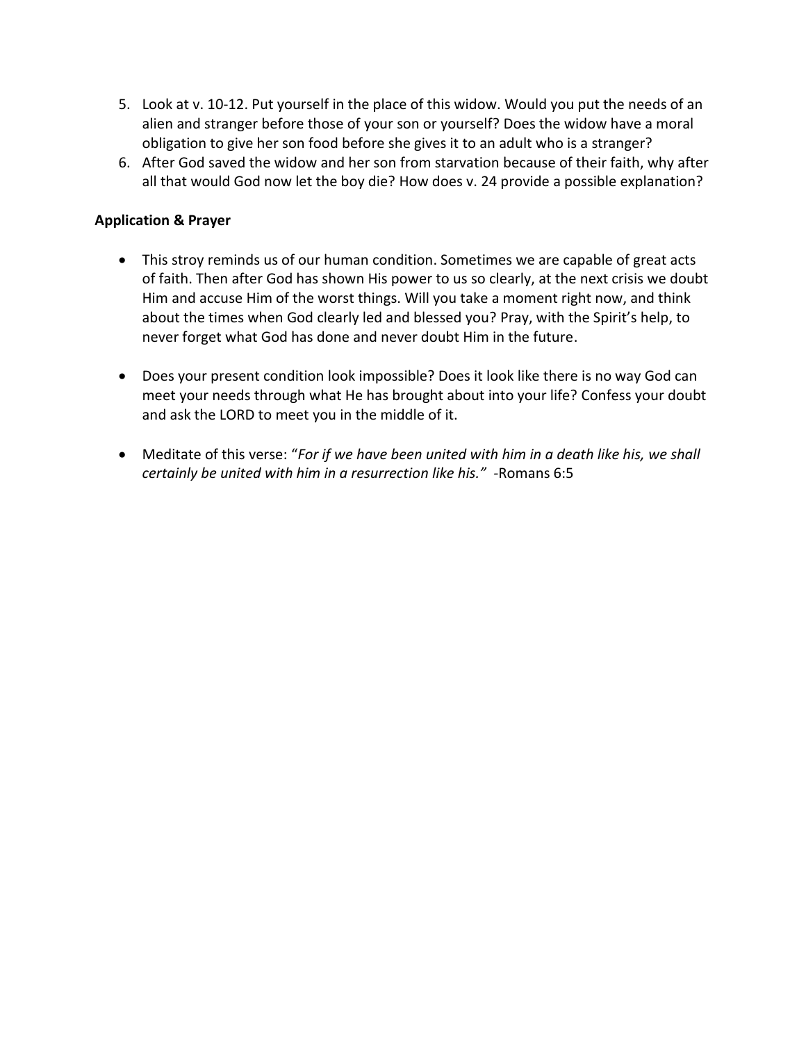5. Look at v. 10-12. Put yourself in the place of this widow. Would you put the needs of an alien and stranger before those of your son or yourself? Does the widow have a moral obligation to give her son food before she gives it to an adult who is a stranger?
6. After God saved the widow and her son from starvation because of their faith, why after all that would God now let the boy die? How does v. 24 provide a possible explanation?

**Application & Prayer**

- This stroy reminds us of our human condition. Sometimes we are capable of great acts of faith. Then after God has shown His power to us so clearly, at the next crisis we doubt Him and accuse Him of the worst things. Will you take a moment right now, and think about the times when God clearly led and blessed you? Pray, with the Spirit's help, to never forget what God has done and never doubt Him in the future.

- Does your present condition look impossible? Does it look like there is no way God can meet your needs through what He has brought about into your life? Confess your doubt and ask the LORD to meet you in the middle of it.

- Meditate of this verse: "*For if we have been united with him in a death like his, we shall certainly be united with him in a resurrection like his.*" -Romans 6:5